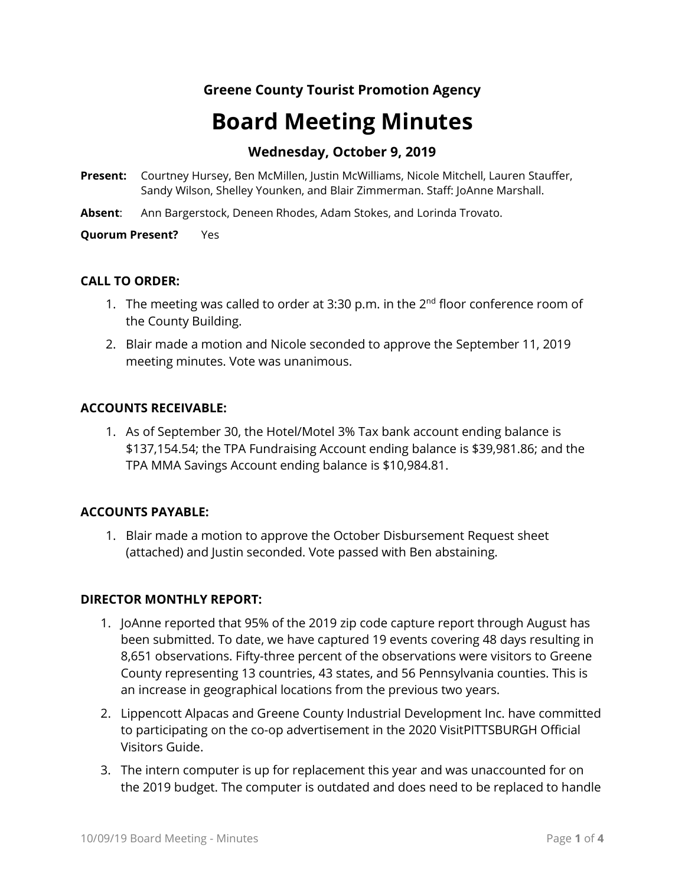**Greene County Tourist Promotion Agency**

# Board Meeting Minutes

### Wednesday, October 9, 2019

**Present:** Courtney Hursey, Ben McMillen, Justin McWilliams, Nicole Mitchell, Lauren Stauffer, Sandy Wilson, Shelley Younken, and Blair Zimmerman. Staff: JoAnne Marshall.

**Absent**: Ann Bargerstock, Deneen Rhodes, Adam Stokes, and Lorinda Trovato.

**Quorum Present?** Yes

**CALL TO ORDER:**

1. The meeting was called to order at 3:30 p.m. in the 2nd floor conference room of the County Building.
2. Blair made a motion and Nicole seconded to approve the September 11, 2019 meeting minutes. Vote was unanimous.

**ACCOUNTS RECEIVABLE:**

1. As of September 30, the Hotel/Motel 3% Tax bank account ending balance is $137,154.54; the TPA Fundraising Account ending balance is $39,981.86; and the TPA MMA Savings Account ending balance is $10,984.81.

**ACCOUNTS PAYABLE:**

1. Blair made a motion to approve the October Disbursement Request sheet (attached) and Justin seconded. Vote passed with Ben abstaining.

**DIRECTOR MONTHLY REPORT:**

1. JoAnne reported that 95% of the 2019 zip code capture report through August has been submitted. To date, we have captured 19 events covering 48 days resulting in 8,651 observations. Fifty-three percent of the observations were visitors to Greene County representing 13 countries, 43 states, and 56 Pennsylvania counties. This is an increase in geographical locations from the previous two years.
2. Lippencott Alpacas and Greene County Industrial Development Inc. have committed to participating on the co-op advertisement in the 2020 VisitPITTSBURGH Official Visitors Guide.
3. The intern computer is up for replacement this year and was unaccounted for on the 2019 budget. The computer is outdated and does need to be replaced to handle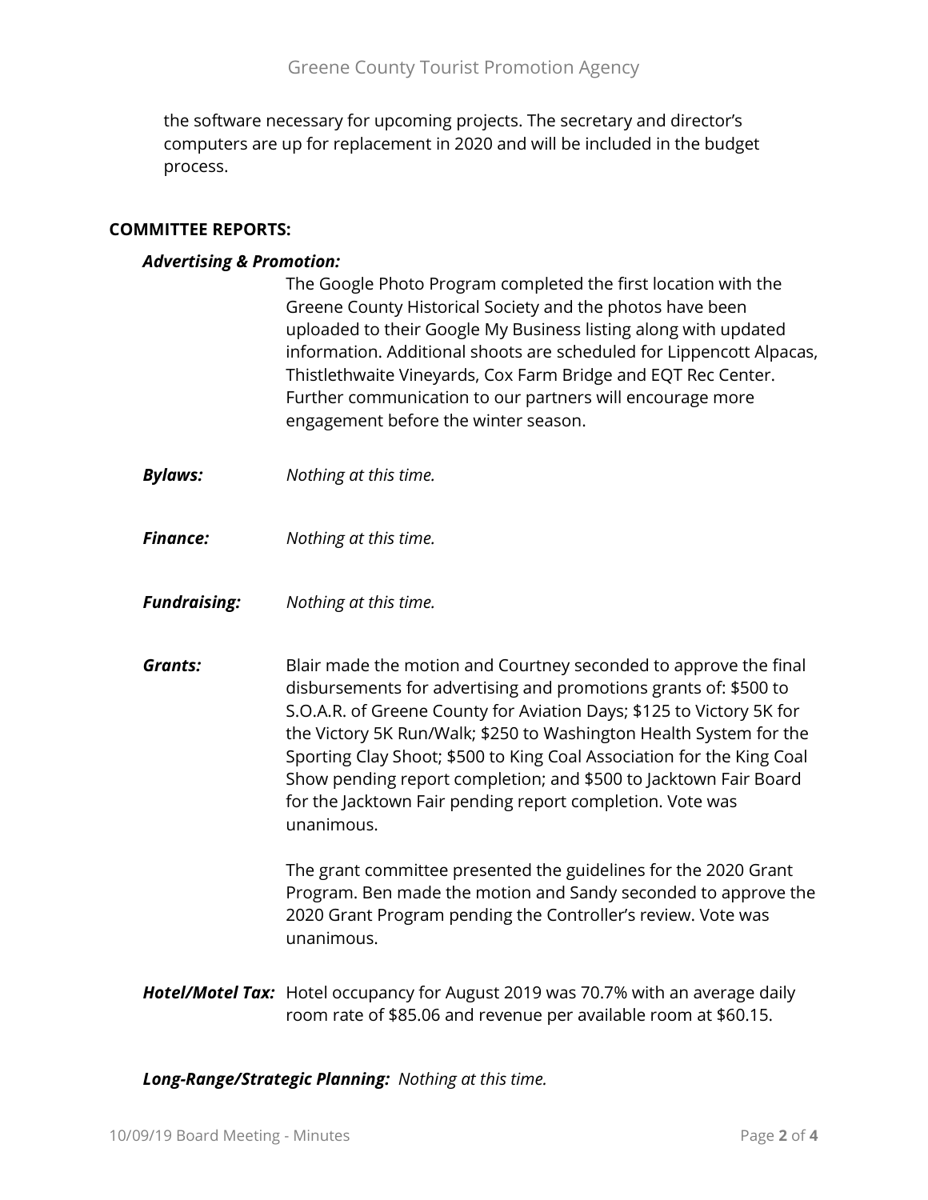the software necessary for upcoming projects. The secretary and director's computers are up for replacement in 2020 and will be included in the budget process.

## COMMITTEE REPORTS:

***Advertising & Promotion:***

The Google Photo Program completed the first location with the Greene County Historical Society and the photos have been uploaded to their Google My Business listing along with updated information. Additional shoots are scheduled for Lippencott Alpacas, Thistlethwaite Vineyards, Cox Farm Bridge and EQT Rec Center. Further communication to our partners will encourage more engagement before the winter season.

***Bylaws:*** *Nothing at this time.*

***Finance:*** *Nothing at this time.*

***Fundraising:*** *Nothing at this time.*

***Grants:*** Blair made the motion and Courtney seconded to approve the final disbursements for advertising and promotions grants of: $500 to S.O.A.R. of Greene County for Aviation Days; $125 to Victory 5K for the Victory 5K Run/Walk; $250 to Washington Health System for the Sporting Clay Shoot; $500 to King Coal Association for the King Coal Show pending report completion; and $500 to Jacktown Fair Board for the Jacktown Fair pending report completion. Vote was unanimous.

The grant committee presented the guidelines for the 2020 Grant Program. Ben made the motion and Sandy seconded to approve the 2020 Grant Program pending the Controller's review. Vote was unanimous.

***Hotel/Motel Tax:*** Hotel occupancy for August 2019 was 70.7% with an average daily room rate of $85.06 and revenue per available room at $60.15.

***Long-Range/Strategic Planning:*** *Nothing at this time.*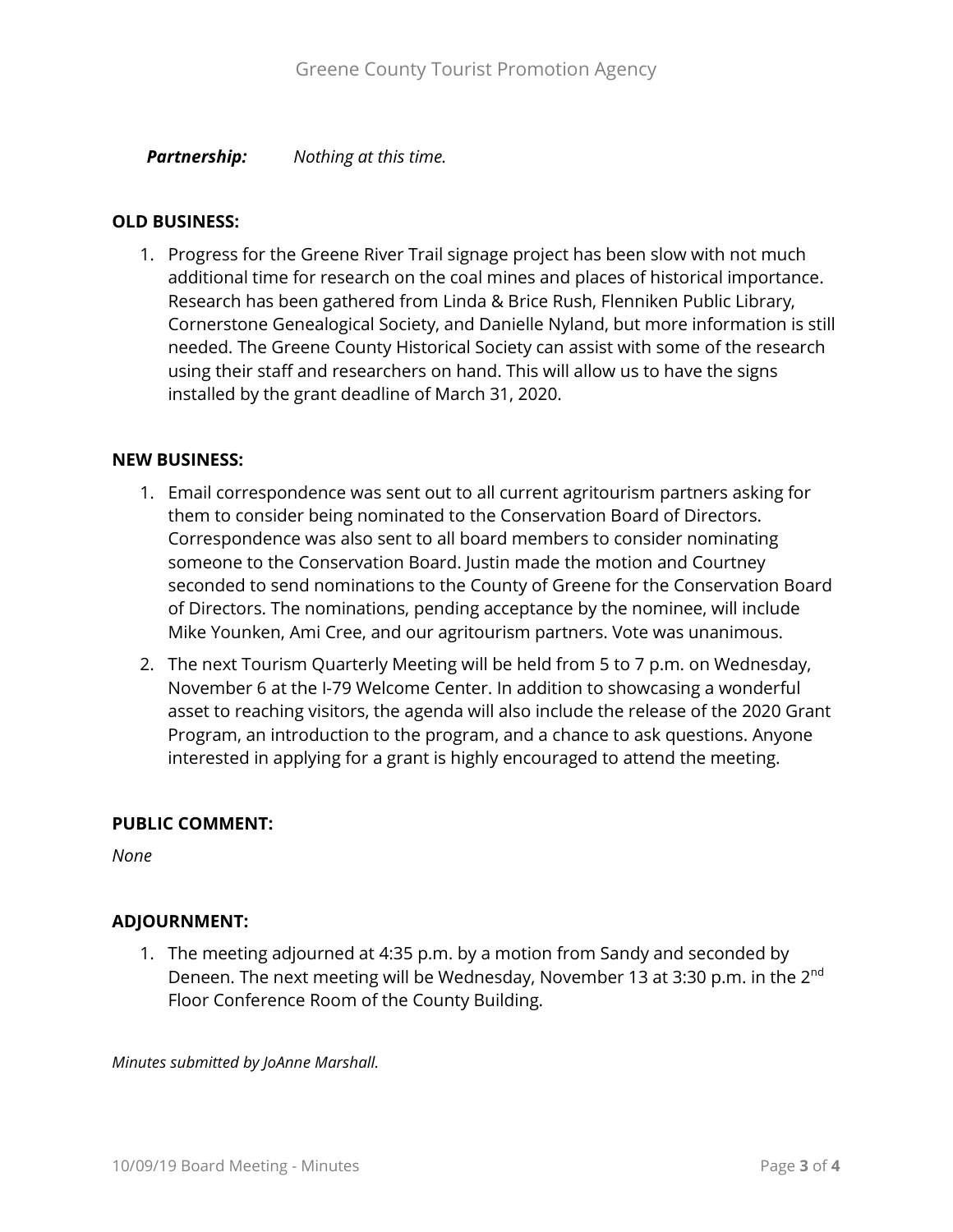***Partnership:*** *Nothing at this time.*

**OLD BUSINESS:**

1. Progress for the Greene River Trail signage project has been slow with not much additional time for research on the coal mines and places of historical importance. Research has been gathered from Linda & Brice Rush, Flenniken Public Library, Cornerstone Genealogical Society, and Danielle Nyland, but more information is still needed. The Greene County Historical Society can assist with some of the research using their staff and researchers on hand. This will allow us to have the signs installed by the grant deadline of March 31, 2020.

**NEW BUSINESS:**

1. Email correspondence was sent out to all current agritourism partners asking for them to consider being nominated to the Conservation Board of Directors. Correspondence was also sent to all board members to consider nominating someone to the Conservation Board. Justin made the motion and Courtney seconded to send nominations to the County of Greene for the Conservation Board of Directors. The nominations, pending acceptance by the nominee, will include Mike Younken, Ami Cree, and our agritourism partners. Vote was unanimous.
2. The next Tourism Quarterly Meeting will be held from 5 to 7 p.m. on Wednesday, November 6 at the I-79 Welcome Center. In addition to showcasing a wonderful asset to reaching visitors, the agenda will also include the release of the 2020 Grant Program, an introduction to the program, and a chance to ask questions. Anyone interested in applying for a grant is highly encouraged to attend the meeting.

**PUBLIC COMMENT:**

*None*

**ADJOURNMENT:**

1. The meeting adjourned at 4:35 p.m. by a motion from Sandy and seconded by Deneen. The next meeting will be Wednesday, November 13 at 3:30 p.m. in the 2nd Floor Conference Room of the County Building.

*Minutes submitted by JoAnne Marshall.*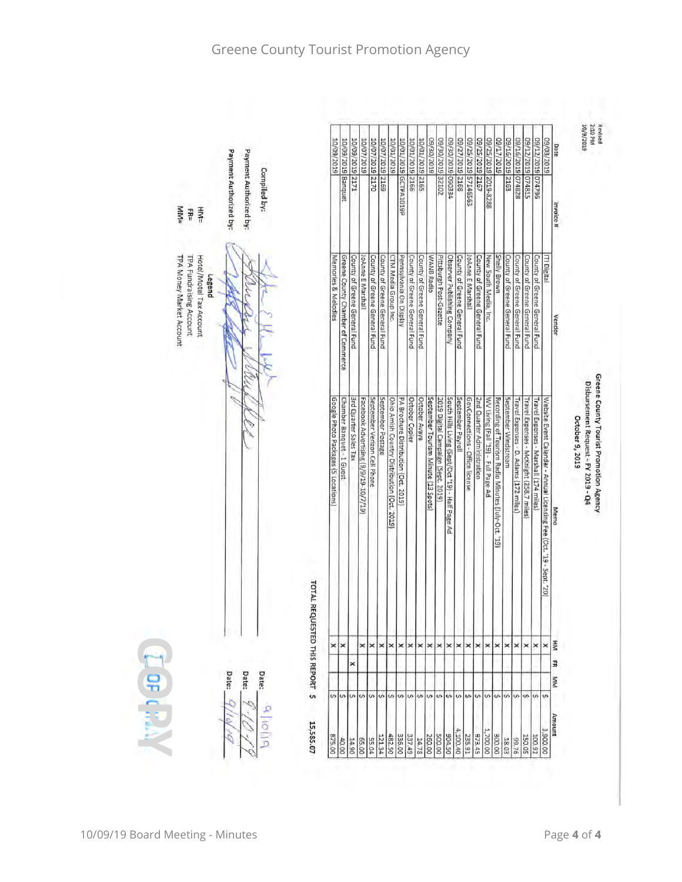Revised
2:10 PM
10/9/2019

# Greene County Tourist Promotion Agency
## Disbursement Request - FY 2019 - Q4
### October 9, 2019

| Date | Invoice # | Vendor | Memo | HM | FR | MM | Amount |
|---|---|---|---|---|---|---|---|
| 09/03/2019 | | ITI Digital | Website Event Calendar - Annual Licensing Fee (Oct. '19 - Sept. '20) | x | | | $ 3,900.00 |
| 09/12/2019 | 074796 | County of Greene General Fund | Travel Expenses - Marshall (174 miles) | x | | | $ 100.92 |
| 09/12/2019 | 074815 | County of Greene General Fund | Travel Expenses - McKnight (258.7 miles) | x | | | $ 150.05 |
| 09/16/2019 | 074828 | County of Greene General Fund | Travel Expenses - D. Adams (172 miles) | x | | | $ 99.76 |
| 09/16/2019 | 2163 | County of Greene General Fund | September Windstream | x | | | $ 18.03 |
| 09/17/2019 | | Shelly Brown | Recording of Tourism Radio Minutes (July-Oct. '19) | x | | | $ 300.00 |
| 09/25/2019 | 2019-8288 | New South Media, Inc. | WV Living (Fall '19) - Full Page Ad | x | | | $ 1,700.00 |
| 09/25/2019 | 2167 | County of Greene General Fund | 2nd Quarter Administration | x | | | $ 973.45 |
| 09/25/2019 | 57146563 | JoAnne E Marshall | GovConnections - Office license | x | | | $ 235.91 |
| 09/27/2019 | 2168 | County of Greene General Fund | September Payroll | x | | | $ 4,100.40 |
| 09/30/2019 | 090334 | Observer Publishing Company | South Hills Living (Sept/Oct '19) - Half Page Ad | x | | | $ 904.50 |
| 09/30/2019 | 32102 | Pittsburgh Post-Gazette | 2019 Digital Campaign (Sept. 2019) | x | | | $ 500.00 |
| 09/30/2019 | | WANB Radio | September Tourism Minute (13 Spots) | x | | | $ 260.00 |
| 10/01/2019 | 2165 | County of Greene General Fund | October Avaya | x | | | $ 14.78 |
| 10/01/2019 | 2166 | County of Greene General Fund | October Copier | x | | | $ 337.49 |
| 10/01/2019 | GCTPA1019P | Pennsylvania On Display | PA Brochure Distribution (Oct. 2019) | x | | | $ 336.00 |
| 10/01/2019 | | CTM Media Group Inc. | Ohio Amish Country Distribution (Oct. 2019) | x | | | $ 482.50 |
| 10/07/2019 | 2169 | County of Greene General Fund | September Postage | x | | | $ 121.34 |
| 10/07/2019 | 2170 | County of Greene General Fund | September Verizon Cell Phone | x | | | $ 55.04 |
| 10/07/2019 | | JoAnne E Marshall | Facebook Advertising (9/9/19-10/7/19) | x | | | $ 65.00 |
| 10/09/2019 | 2171 | County of Greene General Fund | 3rd Quarter Sales Tax | | x | | $ 14.90 |
| 10/09/2019 | Banquet | Greene County Chamber of Commerce | Chamber Banquet - 1 Guest | x | | | $ 40.00 |
| 10/09/2019 | | Memories & Melodies | Google Photo Packages (5 Locations) | x | | | $ 875.00 |
| | | | **TOTAL REQUESTED THIS REPORT** | | | | **$ 15,585.07** |

Compiled by: [signature] Date: 9/10/19

Payment Authorized by: [signature] Date: 9-10-19

Payment Authorized by: [signature] Date: 9/10/19

**Legend**

HM= Hotel/Motel Tax Account

FR= TPA Fundraising Account

MM= TPA Money Market Account

COPY